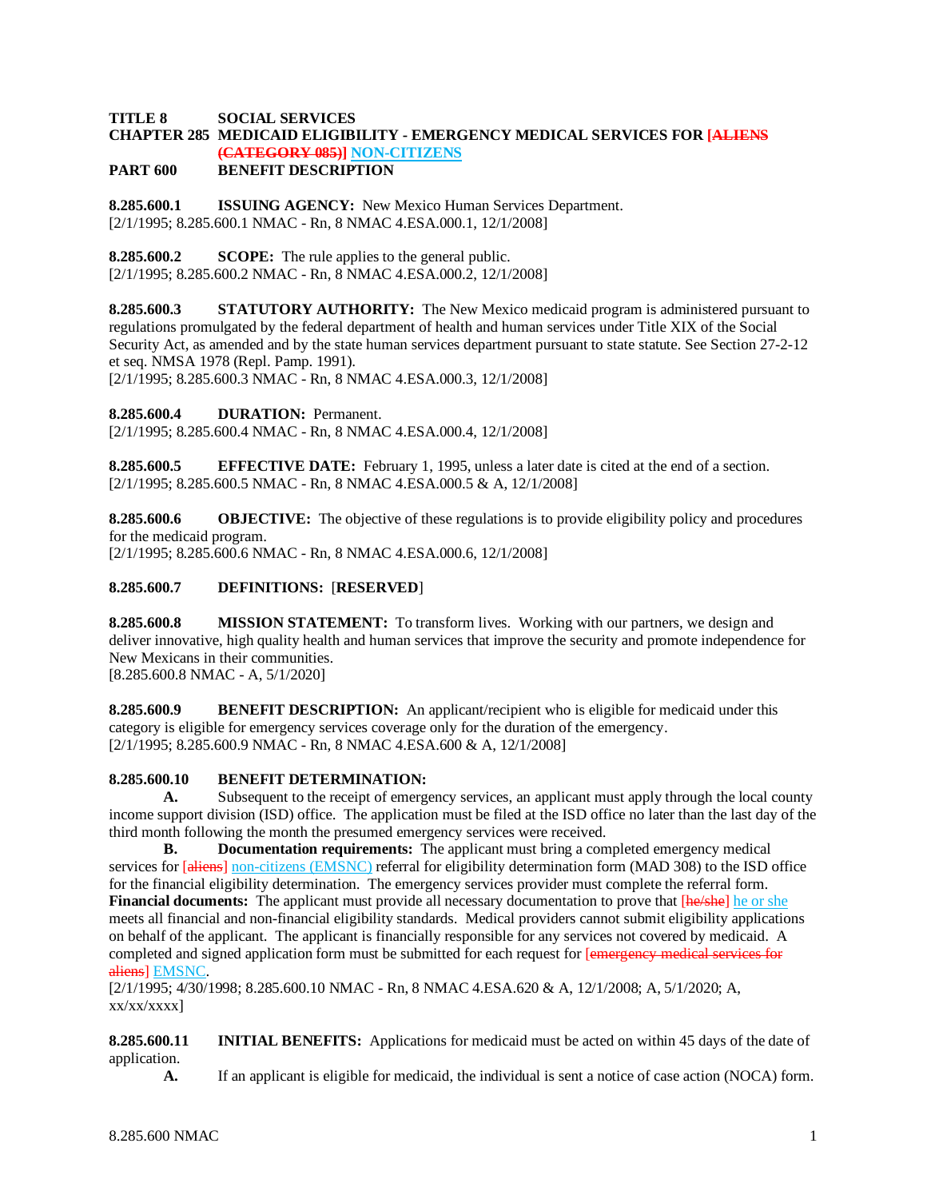**TITLE 8 SOCIAL SERVICES**
**CHAPTER 285 MEDICAID ELIGIBILITY - EMERGENCY MEDICAL SERVICES FOR [~~ALIENS (CATEGORY 085)~~] NON-CITIZENS**
**PART 600 BENEFIT DESCRIPTION**

**8.285.600.1 ISSUING AGENCY:** New Mexico Human Services Department.
[2/1/1995; 8.285.600.1 NMAC - Rn, 8 NMAC 4.ESA.000.1, 12/1/2008]

**8.285.600.2 SCOPE:** The rule applies to the general public.
[2/1/1995; 8.285.600.2 NMAC - Rn, 8 NMAC 4.ESA.000.2, 12/1/2008]

**8.285.600.3 STATUTORY AUTHORITY:** The New Mexico medicaid program is administered pursuant to regulations promulgated by the federal department of health and human services under Title XIX of the Social Security Act, as amended and by the state human services department pursuant to state statute. See Section 27-2-12 et seq. NMSA 1978 (Repl. Pamp. 1991).
[2/1/1995; 8.285.600.3 NMAC - Rn, 8 NMAC 4.ESA.000.3, 12/1/2008]

**8.285.600.4 DURATION:** Permanent.
[2/1/1995; 8.285.600.4 NMAC - Rn, 8 NMAC 4.ESA.000.4, 12/1/2008]

**8.285.600.5 EFFECTIVE DATE:** February 1, 1995, unless a later date is cited at the end of a section.
[2/1/1995; 8.285.600.5 NMAC - Rn, 8 NMAC 4.ESA.000.5 & A, 12/1/2008]

**8.285.600.6 OBJECTIVE:** The objective of these regulations is to provide eligibility policy and procedures for the medicaid program.
[2/1/1995; 8.285.600.6 NMAC - Rn, 8 NMAC 4.ESA.000.6, 12/1/2008]

**8.285.600.7 DEFINITIONS:** [**RESERVED**]

**8.285.600.8 MISSION STATEMENT:** To transform lives. Working with our partners, we design and deliver innovative, high quality health and human services that improve the security and promote independence for New Mexicans in their communities.
[8.285.600.8 NMAC - A, 5/1/2020]

**8.285.600.9 BENEFIT DESCRIPTION:** An applicant/recipient who is eligible for medicaid under this category is eligible for emergency services coverage only for the duration of the emergency.
[2/1/1995; 8.285.600.9 NMAC - Rn, 8 NMAC 4.ESA.600 & A, 12/1/2008]

**8.285.600.10 BENEFIT DETERMINATION:**

**A.** Subsequent to the receipt of emergency services, an applicant must apply through the local county income support division (ISD) office. The application must be filed at the ISD office no later than the last day of the third month following the month the presumed emergency services were received.

**B. Documentation requirements:** The applicant must bring a completed emergency medical services for [~~aliens~~] non-citizens (EMSNC) referral for eligibility determination form (MAD 308) to the ISD office for the financial eligibility determination. The emergency services provider must complete the referral form. **Financial documents:** The applicant must provide all necessary documentation to prove that [~~he/she~~] he or she meets all financial and non-financial eligibility standards. Medical providers cannot submit eligibility applications on behalf of the applicant. The applicant is financially responsible for any services not covered by medicaid. A completed and signed application form must be submitted for each request for [~~emergency medical services for aliens~~] EMSNC.
[2/1/1995; 4/30/1998; 8.285.600.10 NMAC - Rn, 8 NMAC 4.ESA.620 & A, 12/1/2008; A, 5/1/2020; A, xx/xx/xxxx]

**8.285.600.11 INITIAL BENEFITS:** Applications for medicaid must be acted on within 45 days of the date of application.

**A.** If an applicant is eligible for medicaid, the individual is sent a notice of case action (NOCA) form.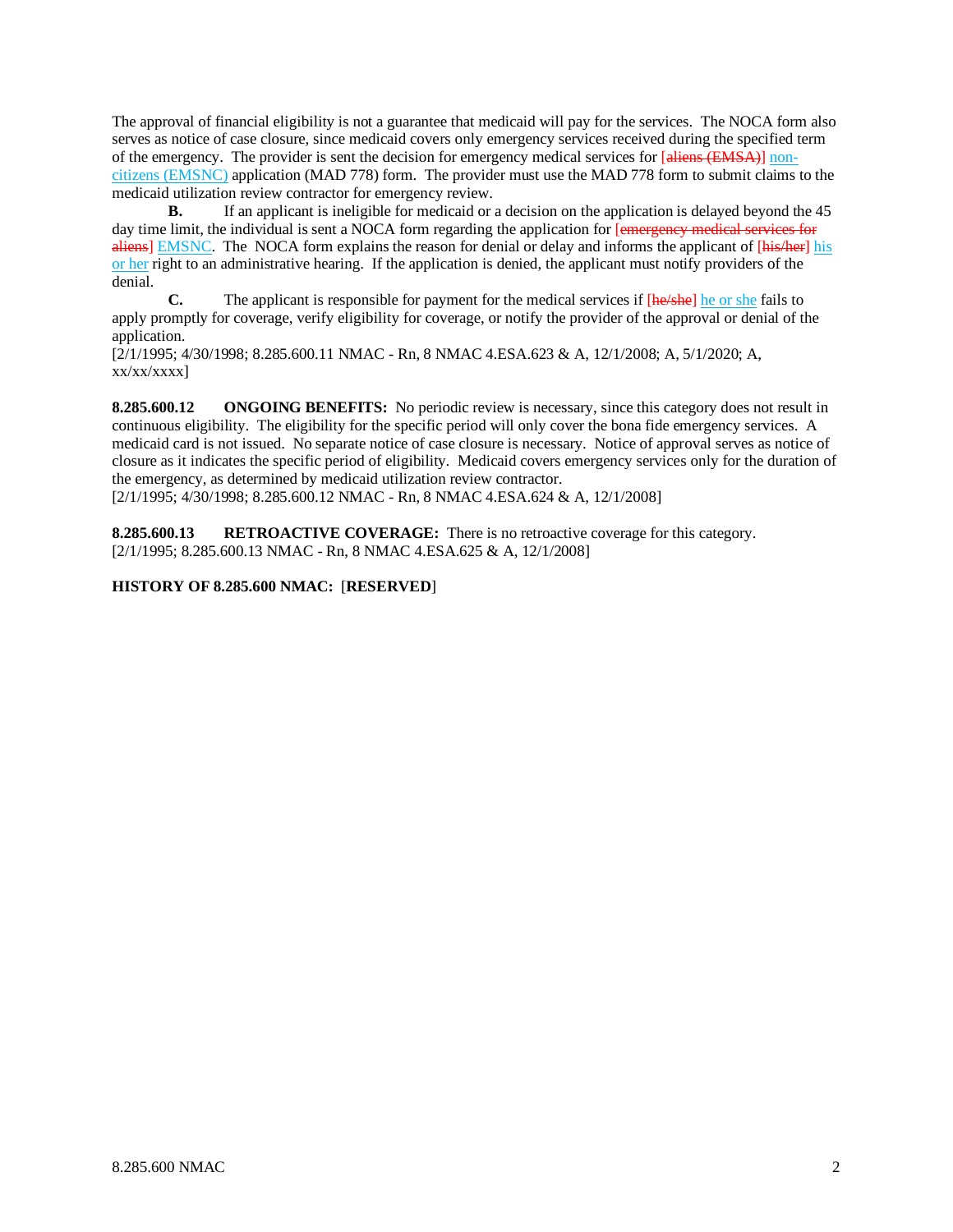The approval of financial eligibility is not a guarantee that medicaid will pay for the services. The NOCA form also serves as notice of case closure, since medicaid covers only emergency services received during the specified term of the emergency. The provider is sent the decision for emergency medical services for [~~aliens (EMSA)~~] non-citizens (EMSNC) application (MAD 778) form. The provider must use the MAD 778 form to submit claims to the medicaid utilization review contractor for emergency review.

**B.** If an applicant is ineligible for medicaid or a decision on the application is delayed beyond the 45 day time limit, the individual is sent a NOCA form regarding the application for [~~emergency medical services for aliens~~] EMSNC. The NOCA form explains the reason for denial or delay and informs the applicant of [~~his/her~~] his or her right to an administrative hearing. If the application is denied, the applicant must notify providers of the denial.

**C.** The applicant is responsible for payment for the medical services if [~~he/she~~] he or she fails to apply promptly for coverage, verify eligibility for coverage, or notify the provider of the approval or denial of the application.

[2/1/1995; 4/30/1998; 8.285.600.11 NMAC - Rn, 8 NMAC 4.ESA.623 & A, 12/1/2008; A, 5/1/2020; A, xx/xx/xxxx]

**8.285.600.12 ONGOING BENEFITS:** No periodic review is necessary, since this category does not result in continuous eligibility. The eligibility for the specific period will only cover the bona fide emergency services. A medicaid card is not issued. No separate notice of case closure is necessary. Notice of approval serves as notice of closure as it indicates the specific period of eligibility. Medicaid covers emergency services only for the duration of the emergency, as determined by medicaid utilization review contractor.

[2/1/1995; 4/30/1998; 8.285.600.12 NMAC - Rn, 8 NMAC 4.ESA.624 & A, 12/1/2008]

**8.285.600.13 RETROACTIVE COVERAGE:** There is no retroactive coverage for this category.

[2/1/1995; 8.285.600.13 NMAC - Rn, 8 NMAC 4.ESA.625 & A, 12/1/2008]

**HISTORY OF 8.285.600 NMAC:** [**RESERVED**]